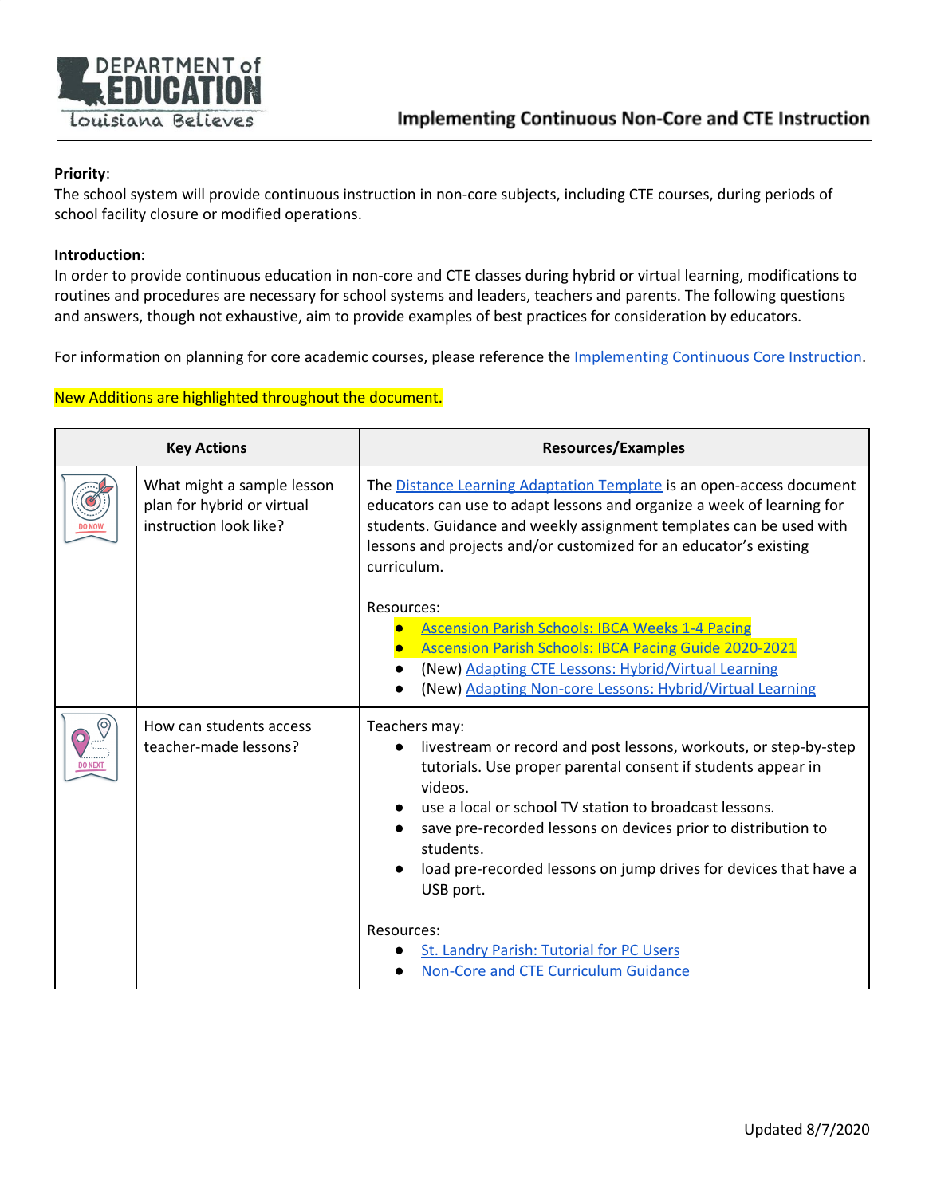# Implementing Continuous Non-Core and CTE Instruction

**Priority**:
The school system will provide continuous instruction in non-core subjects, including CTE courses, during periods of school facility closure or modified operations.

**Introduction**:
In order to provide continuous education in non-core and CTE classes during hybrid or virtual learning, modifications to routines and procedures are necessary for school systems and leaders, teachers and parents. The following questions and answers, though not exhaustive, aim to provide examples of best practices for consideration by educators.

For information on planning for core academic courses, please reference the Implementing Continuous Core Instruction.

New Additions are highlighted throughout the document.

| Key Actions | | Resources/Examples |
|---|---|---|
| DO NOW | What might a sample lesson plan for hybrid or virtual instruction look like? | The Distance Learning Adaptation Template is an open-access document educators can use to adapt lessons and organize a week of learning for students. Guidance and weekly assignment templates can be used with lessons and projects and/or customized for an educator's existing curriculum.<br><br>Resources:<br>• Ascension Parish Schools: IBCA Weeks 1-4 Pacing<br>• Ascension Parish Schools: IBCA Pacing Guide 2020-2021<br>• (New) Adapting CTE Lessons: Hybrid/Virtual Learning<br>• (New) Adapting Non-core Lessons: Hybrid/Virtual Learning |
| DO NEXT | How can students access teacher-made lessons? | Teachers may:<br>• livestream or record and post lessons, workouts, or step-by-step tutorials. Use proper parental consent if students appear in videos.<br>• use a local or school TV station to broadcast lessons.<br>• save pre-recorded lessons on devices prior to distribution to students.<br>• load pre-recorded lessons on jump drives for devices that have a USB port.<br><br>Resources:<br>• St. Landry Parish: Tutorial for PC Users<br>• Non-Core and CTE Curriculum Guidance |

Updated 8/7/2020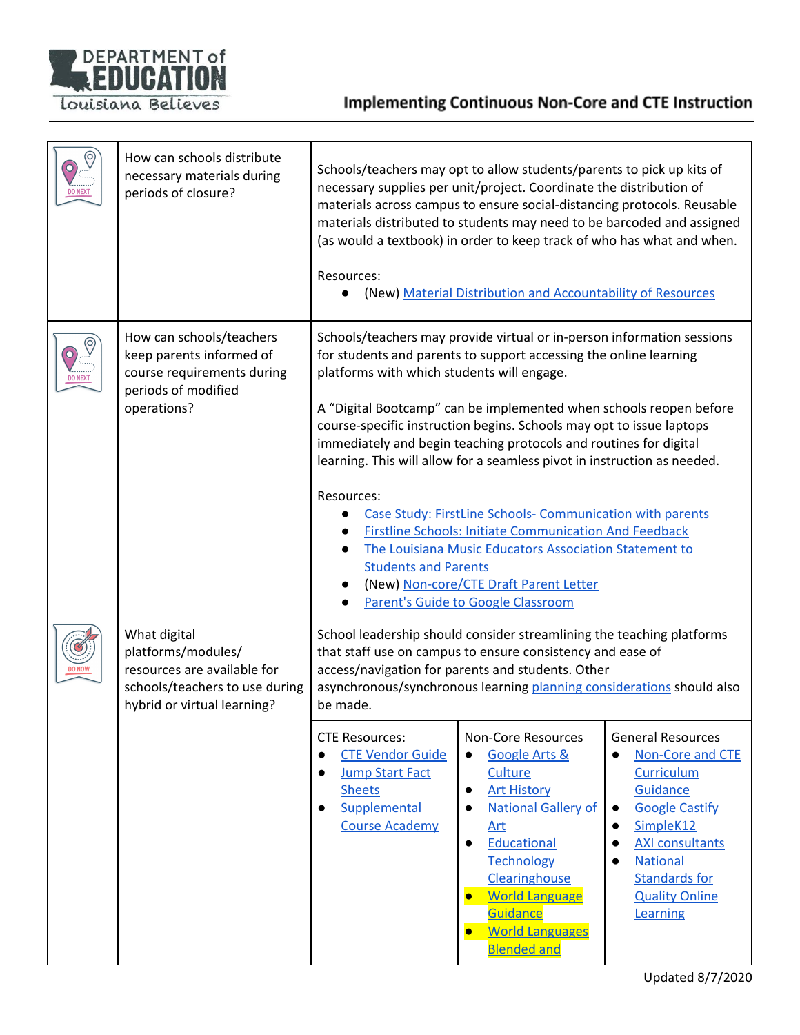| | | |
|---|---|---|
| DO NEXT | How can schools distribute necessary materials during periods of closure? | Schools/teachers may opt to allow students/parents to pick up kits of necessary supplies per unit/project. Coordinate the distribution of materials across campus to ensure social-distancing protocols. Reusable materials distributed to students may need to be barcoded and assigned (as would a textbook) in order to keep track of who has what and when.<br><br>Resources:<br>● (New) Material Distribution and Accountability of Resources |
| DO NEXT | How can schools/teachers keep parents informed of course requirements during periods of modified operations? | Schools/teachers may provide virtual or in-person information sessions for students and parents to support accessing the online learning platforms with which students will engage.<br><br>A "Digital Bootcamp" can be implemented when schools reopen before course-specific instruction begins. Schools may opt to issue laptops immediately and begin teaching protocols and routines for digital learning. This will allow for a seamless pivot in instruction as needed.<br><br>Resources:<br>● Case Study: FirstLine Schools- Communication with parents<br>● Firstline Schools: Initiate Communication And Feedback<br>● The Louisiana Music Educators Association Statement to Students and Parents<br>● (New) Non-core/CTE Draft Parent Letter<br>● Parent's Guide to Google Classroom |
| DO NOW | What digital platforms/modules/ resources are available for schools/teachers to use during hybrid or virtual learning? | School leadership should consider streamlining the teaching platforms that staff use on campus to ensure consistency and ease of access/navigation for parents and students. Other asynchronous/synchronous learning planning considerations should also be made.<br><br>CTE Resources:<br>● CTE Vendor Guide<br>● Jump Start Fact Sheets<br>● Supplemental Course Academy<br><br>Non-Core Resources<br>● Google Arts & Culture<br>● Art History<br>● National Gallery of Art<br>● Educational Technology Clearinghouse<br>● World Language Guidance<br>● World Languages Blended and<br><br>General Resources<br>● Non-Core and CTE Curriculum Guidance<br>● Google Castify<br>● SimpleK12<br>● AXI consultants<br>● National Standards for Quality Online Learning |

Updated 8/7/2020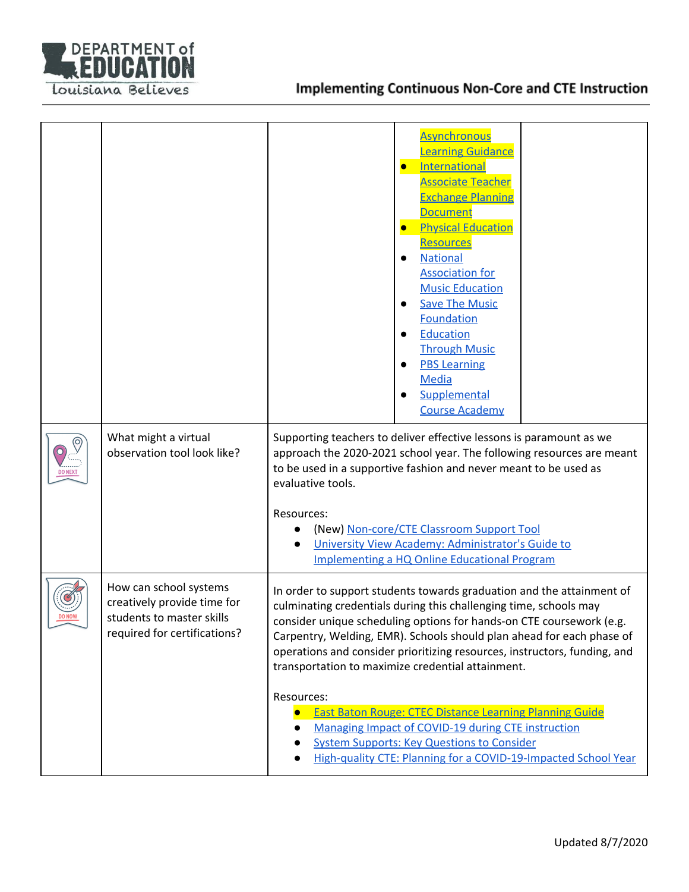| | | | | |
|---|---|---|---|---|
| | | | Asynchronous Learning Guidance<br>• International Associate Teacher Exchange Planning Document<br>• Physical Education Resources<br>• National Association for Music Education<br>• Save The Music Foundation<br>• Education Through Music<br>• PBS Learning Media<br>• Supplemental Course Academy | |
| DO NEXT | What might a virtual observation tool look like? | Supporting teachers to deliver effective lessons is paramount as we approach the 2020-2021 school year. The following resources are meant to be used in a supportive fashion and never meant to be used as evaluative tools.<br><br>Resources:<br>• (New) Non-core/CTE Classroom Support Tool<br>• University View Academy: Administrator's Guide to Implementing a HQ Online Educational Program | | |
| DO NOW | How can school systems creatively provide time for students to master skills required for certifications? | In order to support students towards graduation and the attainment of culminating credentials during this challenging time, schools may consider unique scheduling options for hands-on CTE coursework (e.g. Carpentry, Welding, EMR). Schools should plan ahead for each phase of operations and consider prioritizing resources, instructors, funding, and transportation to maximize credential attainment.<br><br>Resources:<br>• East Baton Rouge: CTEC Distance Learning Planning Guide<br>• Managing Impact of COVID-19 during CTE instruction<br>• System Supports: Key Questions to Consider<br>• High-quality CTE: Planning for a COVID-19-Impacted School Year | | |

Updated 8/7/2020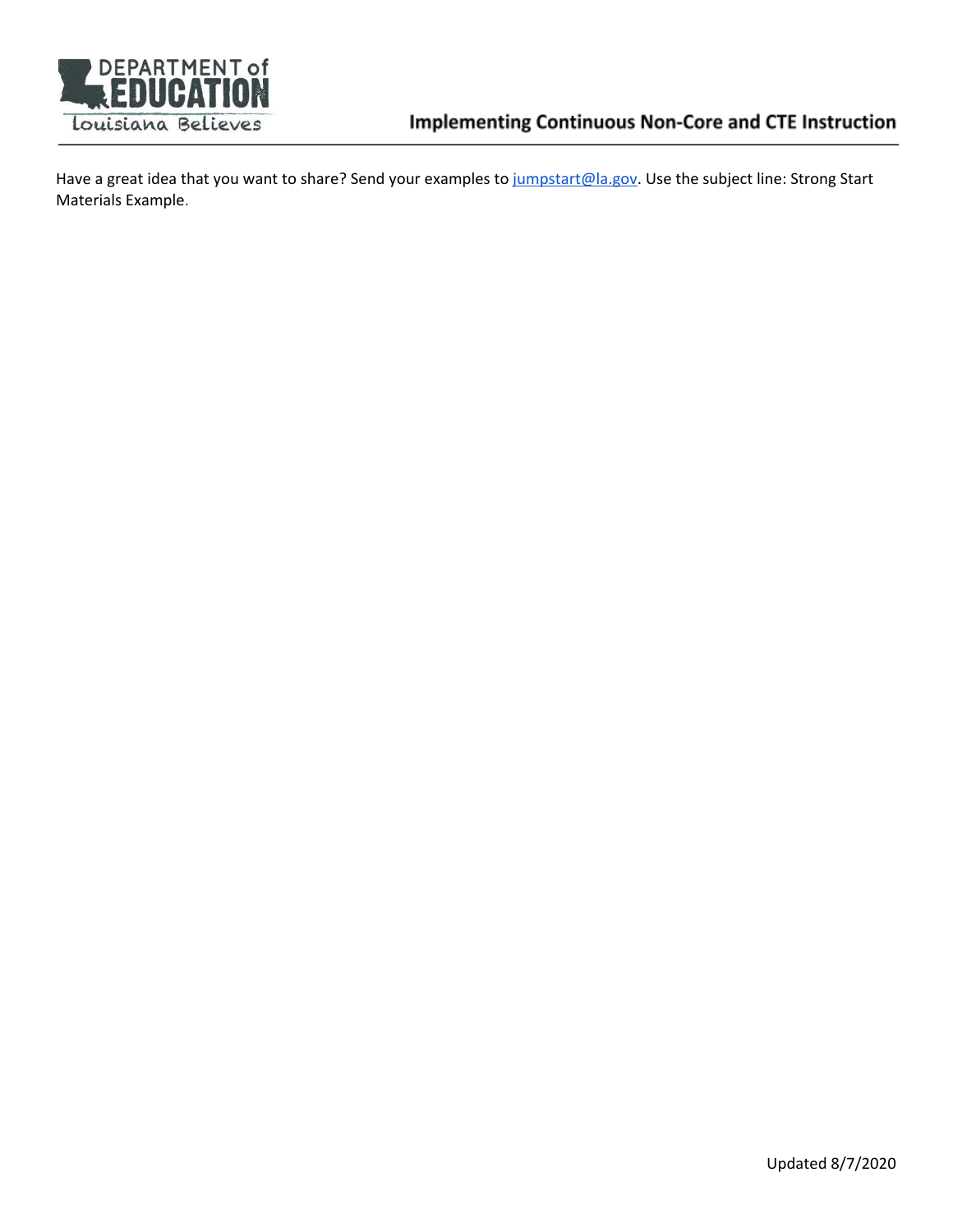Have a great idea that you want to share? Send your examples to [jumpstart@la.gov](mailto:jumpstart@la.gov). Use the subject line: Strong Start Materials Example.